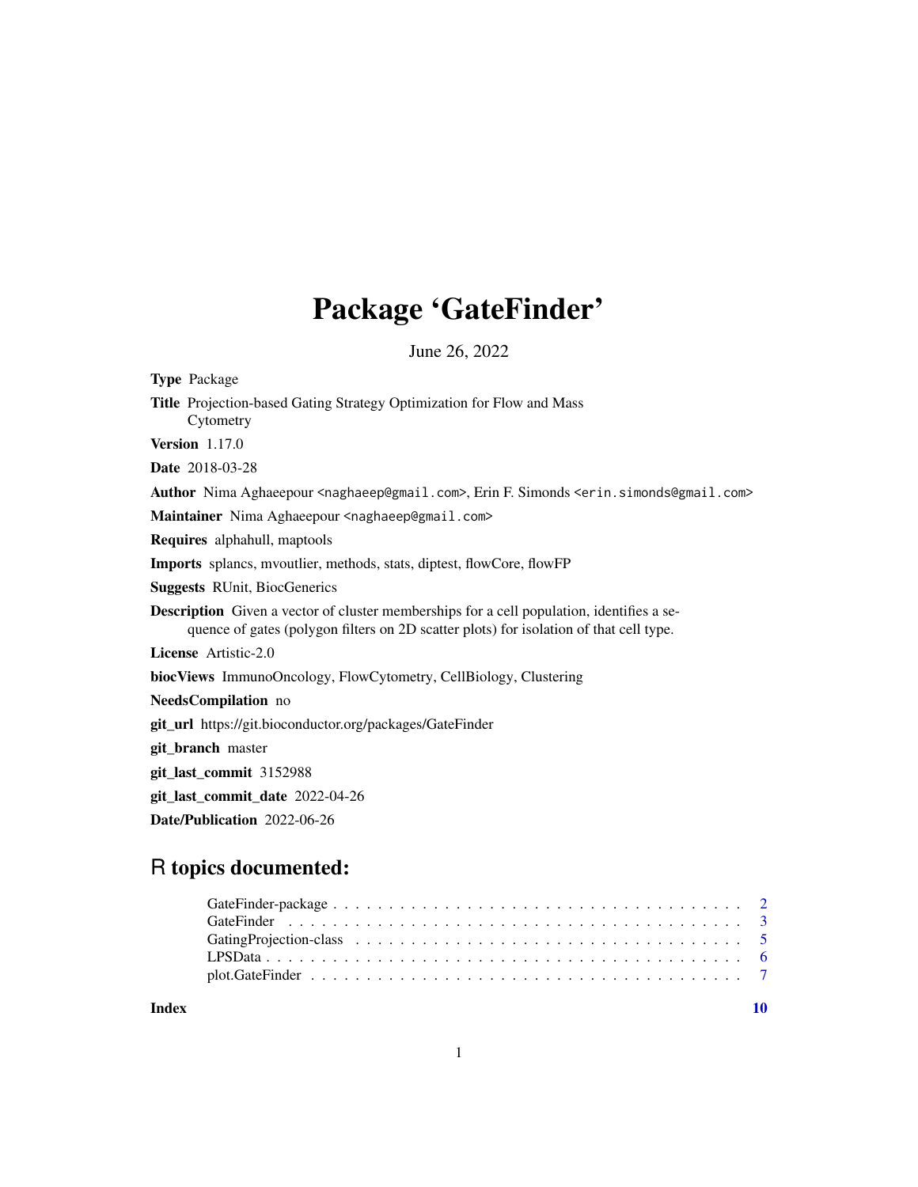# Package 'GateFinder'

June 26, 2022

**Type** Package

**Title** Projection-based Gating Strategy Optimization for Flow and Mass Cytometry

**Version** 1.17.0

**Date** 2018-03-28

**Author** Nima Aghaeepour <naghaeep@gmail.com>, Erin F. Simonds <erin.simonds@gmail.com>

**Maintainer** Nima Aghaeepour <naghaeep@gmail.com>

**Requires** alphahull, maptools

**Imports** splancs, mvoutlier, methods, stats, diptest, flowCore, flowFP

**Suggests** RUnit, BiocGenerics

**Description** Given a vector of cluster memberships for a cell population, identifies a sequence of gates (polygon filters on 2D scatter plots) for isolation of that cell type.

**License** Artistic-2.0

**biocViews** ImmunoOncology, FlowCytometry, CellBiology, Clustering

**NeedsCompilation** no

**git_url** https://git.bioconductor.org/packages/GateFinder

**git_branch** master

**git_last_commit** 3152988

**git_last_commit_date** 2022-04-26

**Date/Publication** 2022-06-26

## R topics documented:

| | |
|---|---|
| GateFinder-package | 2 |
| GateFinder | 3 |
| GatingProjection-class | 5 |
| LPSData | 6 |
| plot.GateFinder | 7 |
| **Index** | **10** |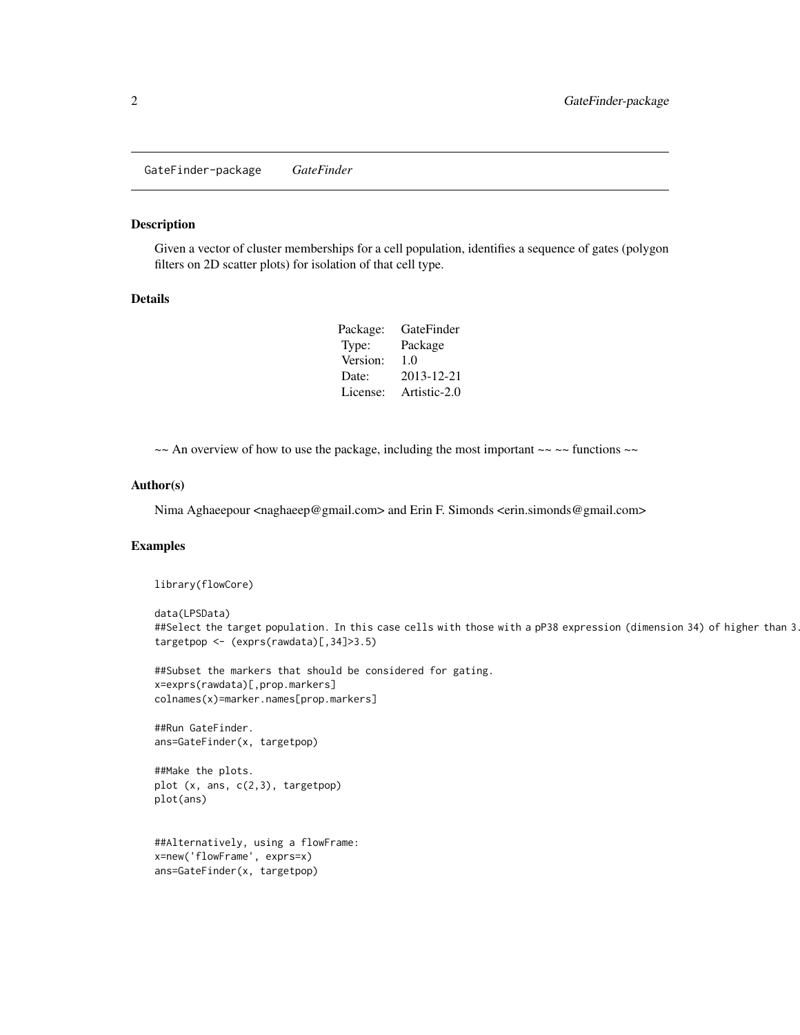GateFinder-package    *GateFinder*

## Description

Given a vector of cluster memberships for a cell population, identifies a sequence of gates (polygon filters on 2D scatter plots) for isolation of that cell type.

## Details

| | |
|---|---|
| Package: | GateFinder |
| Type: | Package |
| Version: | 1.0 |
| Date: | 2013-12-21 |
| License: | Artistic-2.0 |

~~ An overview of how to use the package, including the most important ~~ ~~ functions ~~

## Author(s)

Nima Aghaeepour <naghaeep@gmail.com> and Erin F. Simonds <erin.simonds@gmail.com>

## Examples

```
library(flowCore)

data(LPSData)
##Select the target population. In this case cells with those with a pP38 expression (dimension 34) of higher than 3.
targetpop <- (exprs(rawdata)[,34]>3.5)

##Subset the markers that should be considered for gating.
x=exprs(rawdata)[,prop.markers]
colnames(x)=marker.names[prop.markers]

##Run GateFinder.
ans=GateFinder(x, targetpop)

##Make the plots.
plot (x, ans, c(2,3), targetpop)
plot(ans)


##Alternatively, using a flowFrame:
x=new('flowFrame', exprs=x)
ans=GateFinder(x, targetpop)
```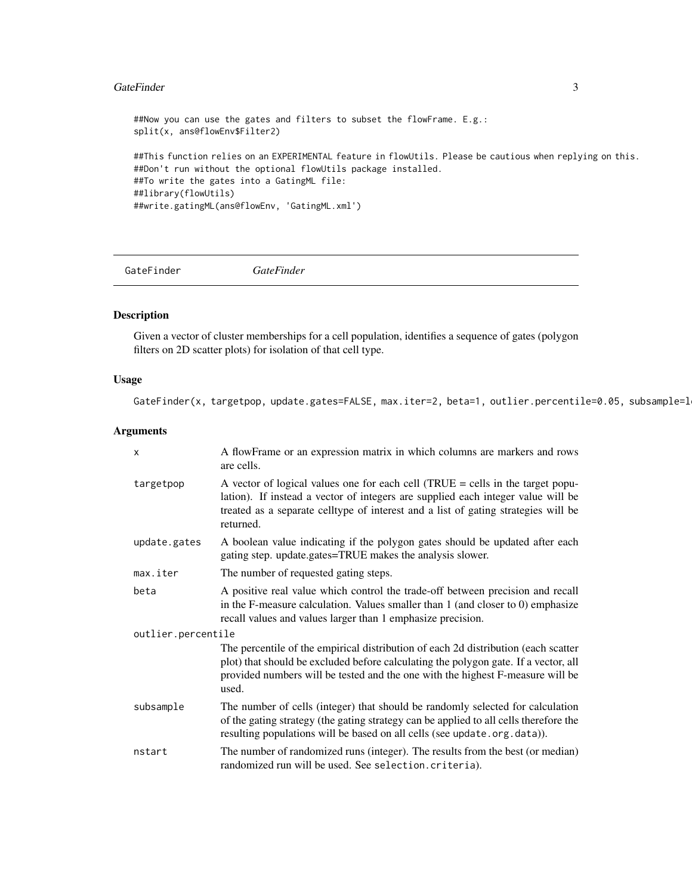```
##Now you can use the gates and filters to subset the flowFrame. E.g.:
split(x, ans@flowEnv$Filter2)

##This function relies on an EXPERIMENTAL feature in flowUtils. Please be cautious when replying on this.
##Don't run without the optional flowUtils package installed.
##To write the gates into a GatingML file:
##library(flowUtils)
##write.gatingML(ans@flowEnv, 'GatingML.xml')
```

---

## GateFinder    *GateFinder*

---

### Description

Given a vector of cluster memberships for a cell population, identifies a sequence of gates (polygon filters on 2D scatter plots) for isolation of that cell type.

### Usage

```
GateFinder(x, targetpop, update.gates=FALSE, max.iter=2, beta=1, outlier.percentile=0.05, subsample=l
```

### Arguments

| | |
|---|---|
| `x` | A flowFrame or an expression matrix in which columns are markers and rows are cells. |
| `targetpop` | A vector of logical values one for each cell (TRUE = cells in the target population). If instead a vector of integers are supplied each integer value will be treated as a separate celltype of interest and a list of gating strategies will be returned. |
| `update.gates` | A boolean value indicating if the polygon gates should be updated after each gating step. update.gates=TRUE makes the analysis slower. |
| `max.iter` | The number of requested gating steps. |
| `beta` | A positive real value which control the trade-off between precision and recall in the F-measure calculation. Values smaller than 1 (and closer to 0) emphasize recall values and values larger than 1 emphasize precision. |
| `outlier.percentile` | The percentile of the empirical distribution of each 2d distribution (each scatter plot) that should be excluded before calculating the polygon gate. If a vector, all provided numbers will be tested and the one with the highest F-measure will be used. |
| `subsample` | The number of cells (integer) that should be randomly selected for calculation of the gating strategy (the gating strategy can be applied to all cells therefore the resulting populations will be based on all cells (see `update.org.data`)). |
| `nstart` | The number of randomized runs (integer). The results from the best (or median) randomized run will be used. See `selection.criteria`). |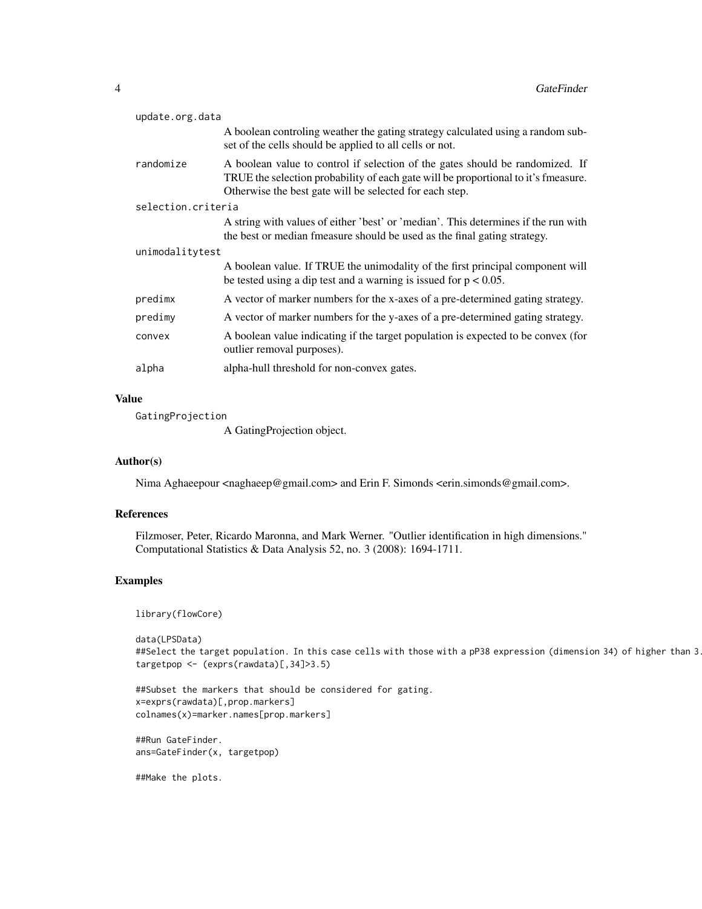update.org.data
: A boolean controling weather the gating strategy calculated using a random subset of the cells should be applied to all cells or not.

randomize
: A boolean value to control if selection of the gates should be randomized. If TRUE the selection probability of each gate will be proportional to it's fmeasure. Otherwise the best gate will be selected for each step.

selection.criteria
: A string with values of either 'best' or 'median'. This determines if the run with the best or median fmeasure should be used as the final gating strategy.

unimodalitytest
: A boolean value. If TRUE the unimodality of the first principal component will be tested using a dip test and a warning is issued for $p < 0.05$.

predimx
: A vector of marker numbers for the x-axes of a pre-determined gating strategy.

predimy
: A vector of marker numbers for the y-axes of a pre-determined gating strategy.

convex
: A boolean value indicating if the target population is expected to be convex (for outlier removal purposes).

alpha
: alpha-hull threshold for non-convex gates.

## Value

GatingProjection
: A GatingProjection object.

## Author(s)

Nima Aghaeepour <naghaeep@gmail.com> and Erin F. Simonds <erin.simonds@gmail.com>.

## References

Filzmoser, Peter, Ricardo Maronna, and Mark Werner. "Outlier identification in high dimensions." Computational Statistics & Data Analysis 52, no. 3 (2008): 1694-1711.

## Examples

```
library(flowCore)

data(LPSData)
##Select the target population. In this case cells with those with a pP38 expression (dimension 34) of higher than 3.
targetpop <- (exprs(rawdata)[,34]>3.5)

##Subset the markers that should be considered for gating.
x=exprs(rawdata)[,prop.markers]
colnames(x)=marker.names[prop.markers]

##Run GateFinder.
ans=GateFinder(x, targetpop)

##Make the plots.
```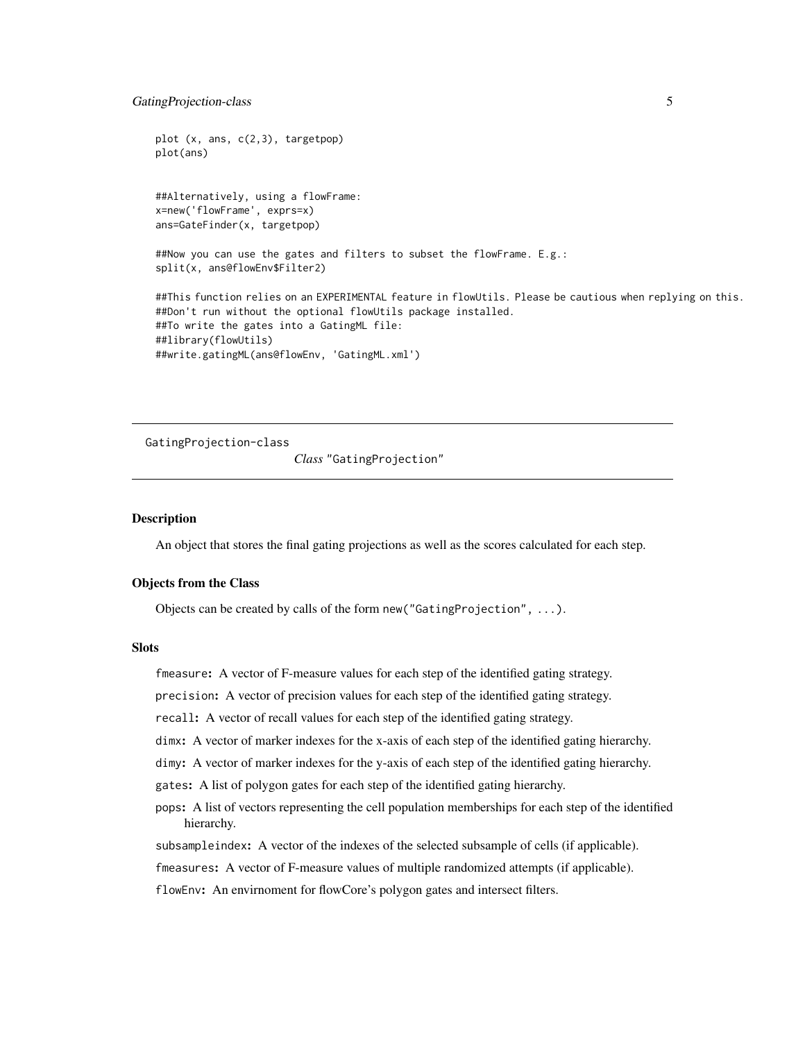```
plot (x, ans, c(2,3), targetpop)
plot(ans)


##Alternatively, using a flowFrame:
x=new('flowFrame', exprs=x)
ans=GateFinder(x, targetpop)

##Now you can use the gates and filters to subset the flowFrame. E.g.:
split(x, ans@flowEnv$Filter2)

##This function relies on an EXPERIMENTAL feature in flowUtils. Please be cautious when replying on this.
##Don't run without the optional flowUtils package installed.
##To write the gates into a GatingML file:
##library(flowUtils)
##write.gatingML(ans@flowEnv, 'GatingML.xml')
```

---

GatingProjection-class

## *Class* "GatingProjection"

---

### Description

An object that stores the final gating projections as well as the scores calculated for each step.

### Objects from the Class

Objects can be created by calls of the form `new("GatingProjection", ...)`.

### Slots

- `fmeasure`: A vector of F-measure values for each step of the identified gating strategy.
- `precision`: A vector of precision values for each step of the identified gating strategy.
- `recall`: A vector of recall values for each step of the identified gating strategy.
- `dimx`: A vector of marker indexes for the x-axis of each step of the identified gating hierarchy.
- `dimy`: A vector of marker indexes for the y-axis of each step of the identified gating hierarchy.
- `gates`: A list of polygon gates for each step of the identified gating hierarchy.
- `pops`: A list of vectors representing the cell population memberships for each step of the identified hierarchy.
- `subsampleindex`: A vector of the indexes of the selected subsample of cells (if applicable).
- `fmeasures`: A vector of F-measure values of multiple randomized attempts (if applicable).
- `flowEnv`: An envirnoment for flowCore's polygon gates and intersect filters.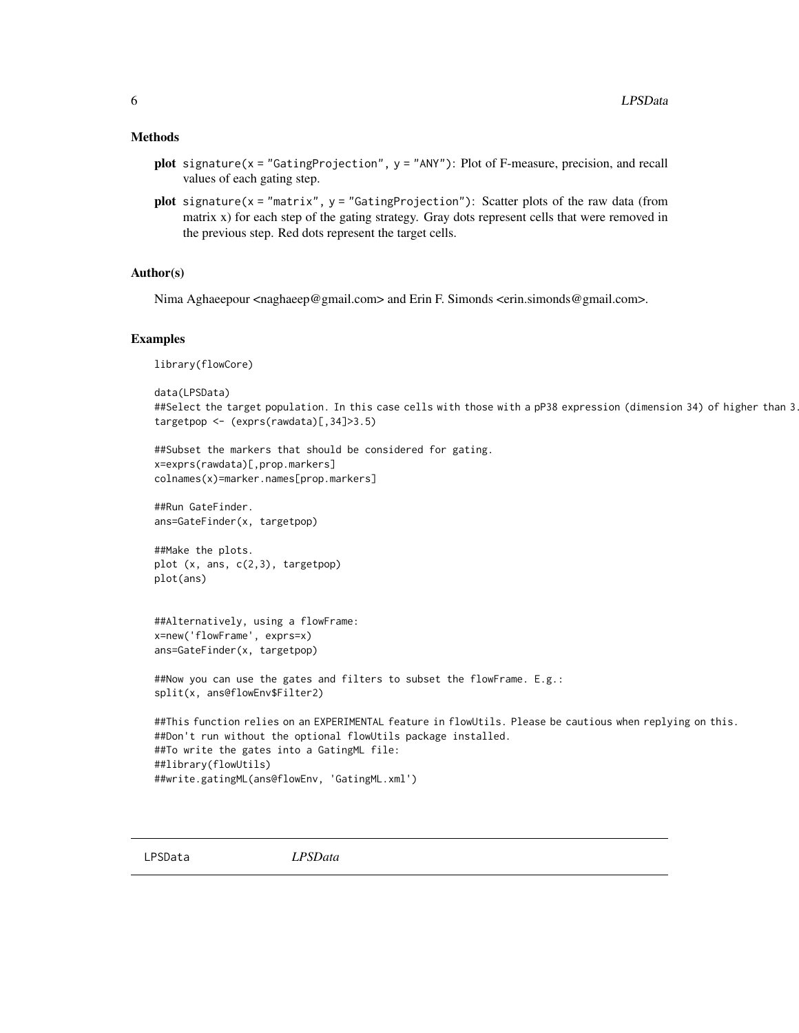### Methods

- **plot** `signature(x = "GatingProjection", y = "ANY")`: Plot of F-measure, precision, and recall values of each gating step.
- **plot** `signature(x = "matrix", y = "GatingProjection")`: Scatter plots of the raw data (from matrix x) for each step of the gating strategy. Gray dots represent cells that were removed in the previous step. Red dots represent the target cells.

### Author(s)

Nima Aghaeepour <naghaeep@gmail.com> and Erin F. Simonds <erin.simonds@gmail.com>.

### Examples

```
library(flowCore)

data(LPSData)
##Select the target population. In this case cells with those with a pP38 expression (dimension 34) of higher than 3.
targetpop <- (exprs(rawdata)[,34]>3.5)

##Subset the markers that should be considered for gating.
x=exprs(rawdata)[,prop.markers]
colnames(x)=marker.names[prop.markers]

##Run GateFinder.
ans=GateFinder(x, targetpop)

##Make the plots.
plot (x, ans, c(2,3), targetpop)
plot(ans)


##Alternatively, using a flowFrame:
x=new('flowFrame', exprs=x)
ans=GateFinder(x, targetpop)

##Now you can use the gates and filters to subset the flowFrame. E.g.:
split(x, ans@flowEnv$Filter2)

##This function relies on an EXPERIMENTAL feature in flowUtils. Please be cautious when replying on this.
##Don't run without the optional flowUtils package installed.
##To write the gates into a GatingML file:
##library(flowUtils)
##write.gatingML(ans@flowEnv, 'GatingML.xml')
```

---

LPSData *LPSData*

---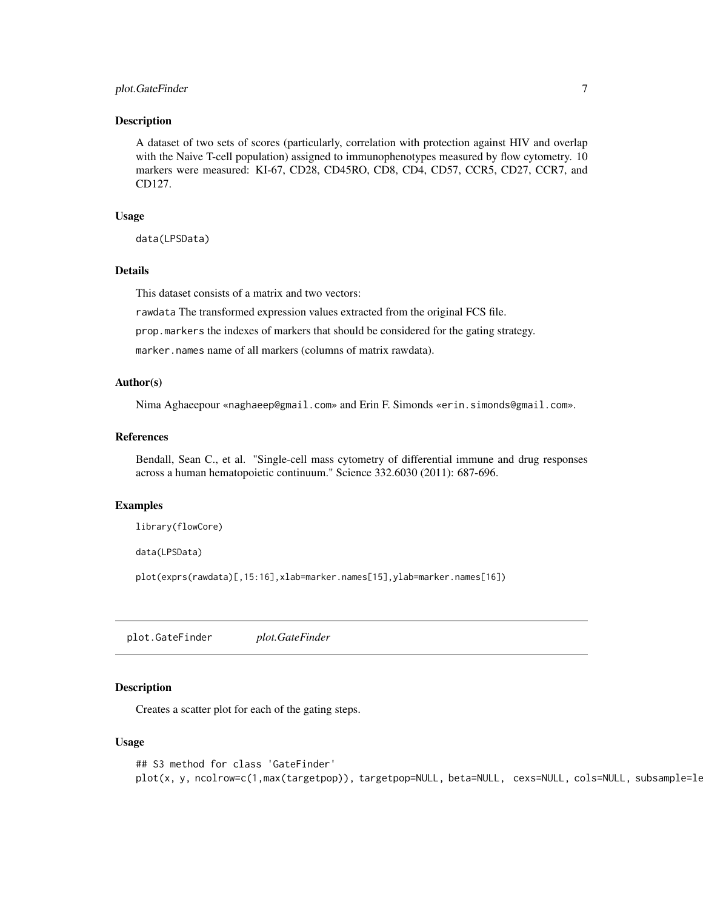## Description

A dataset of two sets of scores (particularly, correlation with protection against HIV and overlap with the Naive T-cell population) assigned to immunophenotypes measured by flow cytometry. 10 markers were measured: KI-67, CD28, CD45RO, CD8, CD4, CD57, CCR5, CD27, CCR7, and CD127.

## Usage

```
data(LPSData)
```

## Details

This dataset consists of a matrix and two vectors:

rawdata The transformed expression values extracted from the original FCS file.

prop.markers the indexes of markers that should be considered for the gating strategy.

marker.names name of all markers (columns of matrix rawdata).

## Author(s)

Nima Aghaeepour «naghaeep@gmail.com» and Erin F. Simonds «erin.simonds@gmail.com».

## References

Bendall, Sean C., et al. "Single-cell mass cytometry of differential immune and drug responses across a human hematopoietic continuum." Science 332.6030 (2011): 687-696.

## Examples

```
library(flowCore)

data(LPSData)

plot(exprs(rawdata)[,15:16],xlab=marker.names[15],ylab=marker.names[16])
```

---

# plot.GateFinder *plot.GateFinder*

## Description

Creates a scatter plot for each of the gating steps.

## Usage

```
## S3 method for class 'GateFinder'
plot(x, y, ncolrow=c(1,max(targetpop)), targetpop=NULL, beta=NULL,  cexs=NULL, cols=NULL, subsample=le
```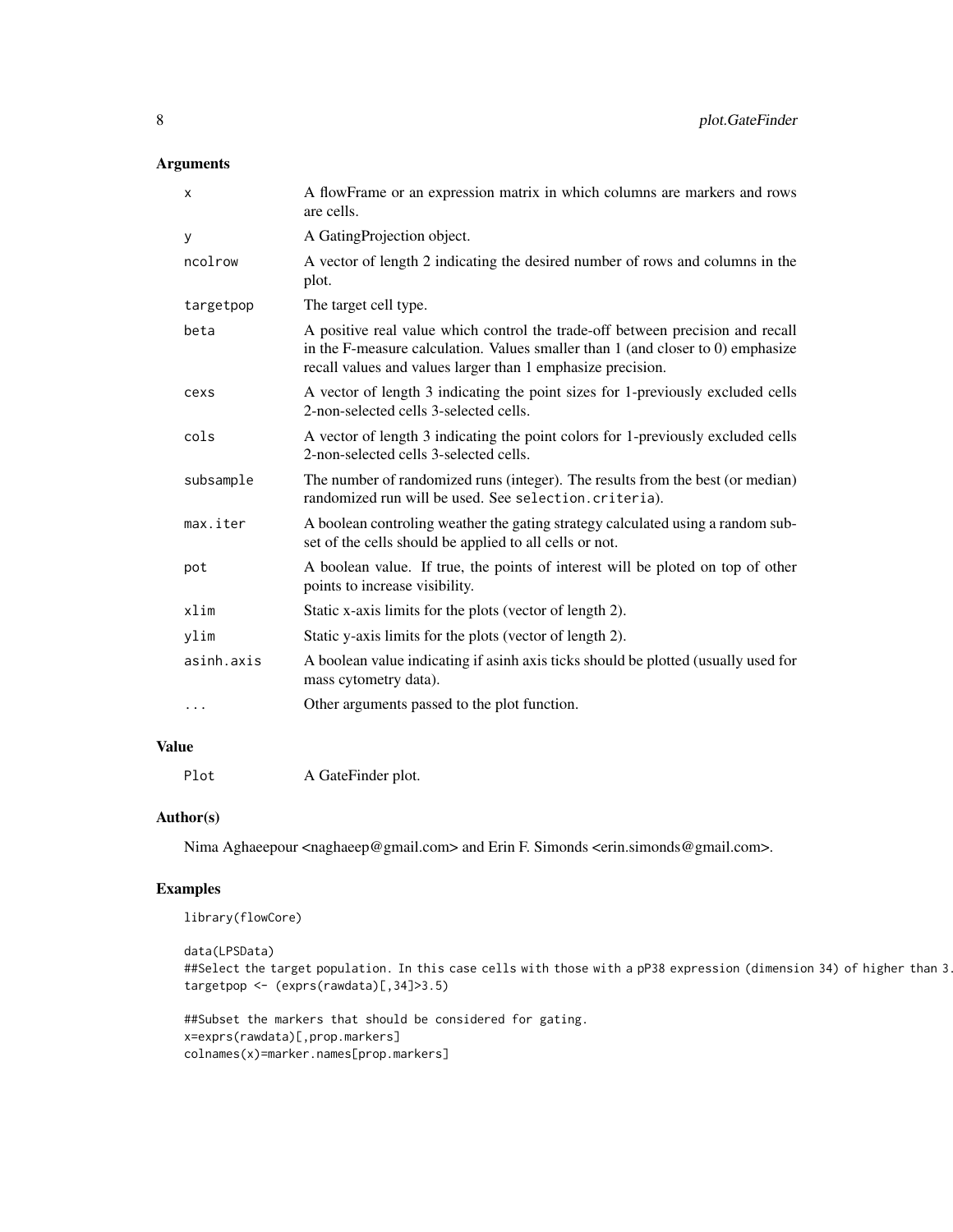## Arguments

| | |
|---|---|
| x | A flowFrame or an expression matrix in which columns are markers and rows are cells. |
| y | A GatingProjection object. |
| ncolrow | A vector of length 2 indicating the desired number of rows and columns in the plot. |
| targetpop | The target cell type. |
| beta | A positive real value which control the trade-off between precision and recall in the F-measure calculation. Values smaller than 1 (and closer to 0) emphasize recall values and values larger than 1 emphasize precision. |
| cexs | A vector of length 3 indicating the point sizes for 1-previously excluded cells 2-non-selected cells 3-selected cells. |
| cols | A vector of length 3 indicating the point colors for 1-previously excluded cells 2-non-selected cells 3-selected cells. |
| subsample | The number of randomized runs (integer). The results from the best (or median) randomized run will be used. See `selection.criteria`). |
| max.iter | A boolean controling weather the gating strategy calculated using a random subset of the cells should be applied to all cells or not. |
| pot | A boolean value. If true, the points of interest will be ploted on top of other points to increase visibility. |
| xlim | Static x-axis limits for the plots (vector of length 2). |
| ylim | Static y-axis limits for the plots (vector of length 2). |
| asinh.axis | A boolean value indicating if asinh axis ticks should be plotted (usually used for mass cytometry data). |
| ... | Other arguments passed to the plot function. |

## Value

| | |
|---|---|
| Plot | A GateFinder plot. |

## Author(s)

Nima Aghaeepour <naghaeep@gmail.com> and Erin F. Simonds <erin.simonds@gmail.com>.

## Examples

```
library(flowCore)

data(LPSData)
##Select the target population. In this case cells with those with a pP38 expression (dimension 34) of higher than 3.
targetpop <- (exprs(rawdata)[,34]>3.5)

##Subset the markers that should be considered for gating.
x=exprs(rawdata)[,prop.markers]
colnames(x)=marker.names[prop.markers]
```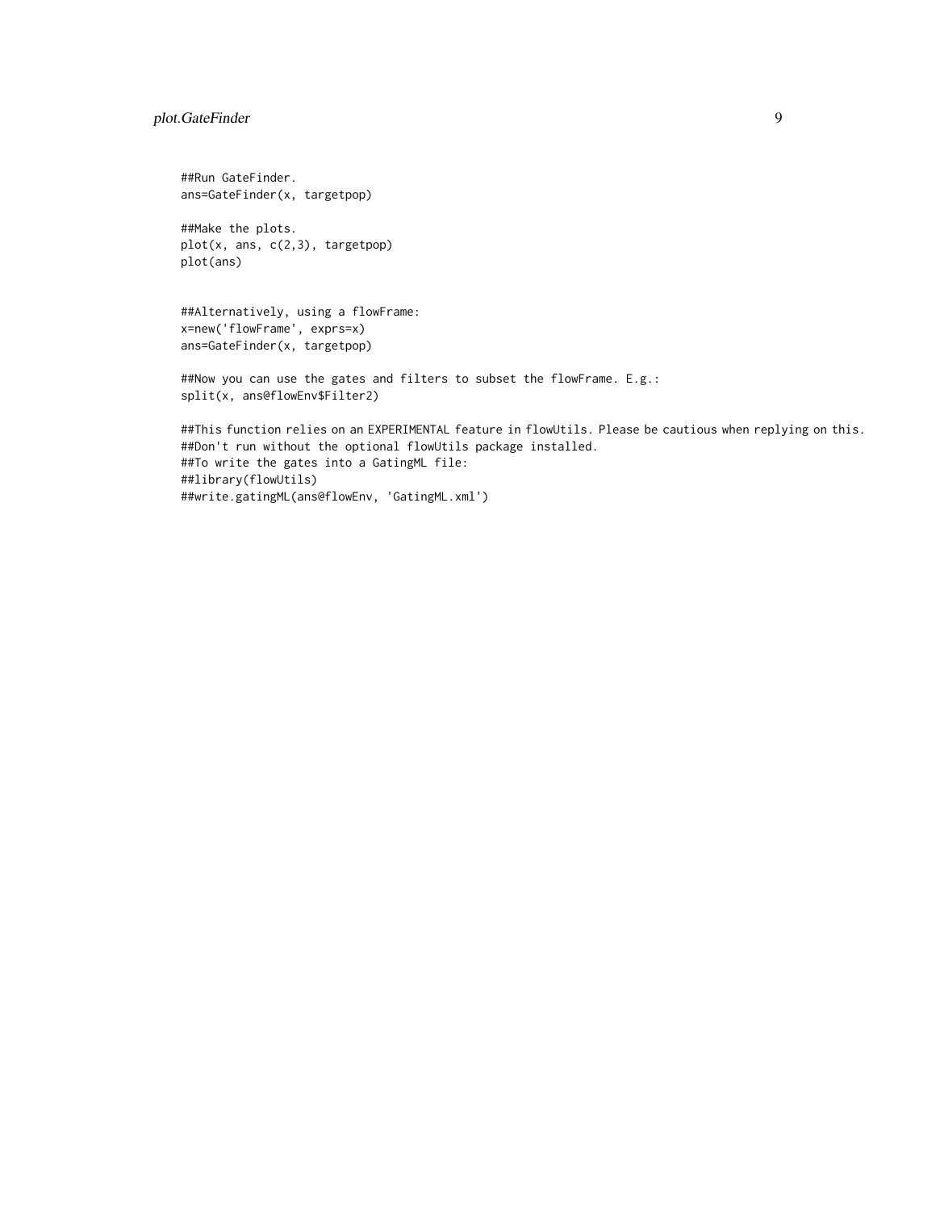```
##Run GateFinder.
ans=GateFinder(x, targetpop)

##Make the plots.
plot(x, ans, c(2,3), targetpop)
plot(ans)


##Alternatively, using a flowFrame:
x=new('flowFrame', exprs=x)
ans=GateFinder(x, targetpop)

##Now you can use the gates and filters to subset the flowFrame. E.g.:
split(x, ans@flowEnv$Filter2)

##This function relies on an EXPERIMENTAL feature in flowUtils. Please be cautious when replying on this.
##Don't run without the optional flowUtils package installed.
##To write the gates into a GatingML file:
##library(flowUtils)
##write.gatingML(ans@flowEnv, 'GatingML.xml')
```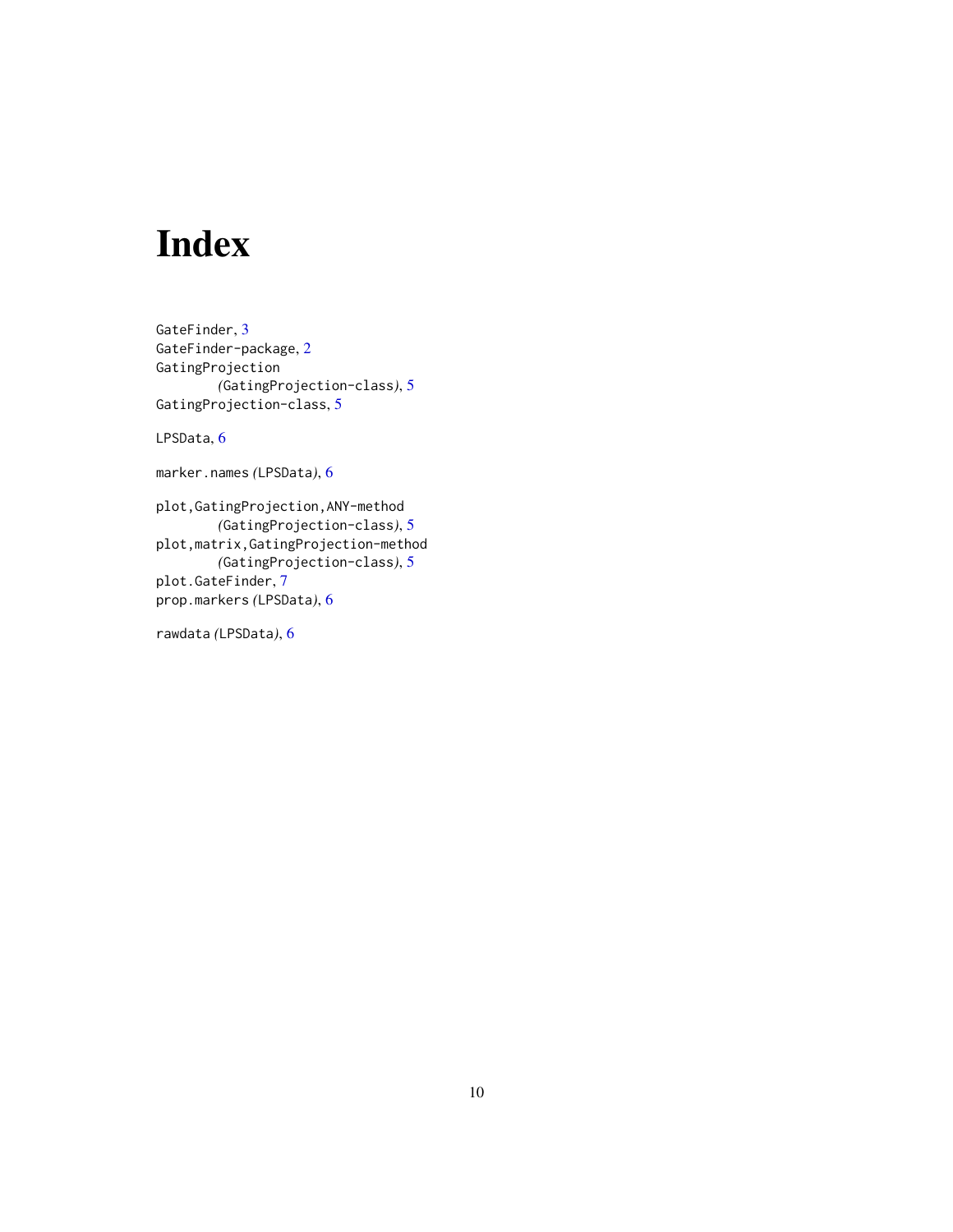# Index

GateFinder, 3
GateFinder-package, 2
GatingProjection
    (GatingProjection-class), 5
GatingProjection-class, 5

LPSData, 6

marker.names (LPSData), 6

plot,GatingProjection,ANY-method
    (GatingProjection-class), 5
plot,matrix,GatingProjection-method
    (GatingProjection-class), 5
plot.GateFinder, 7
prop.markers (LPSData), 6

rawdata (LPSData), 6